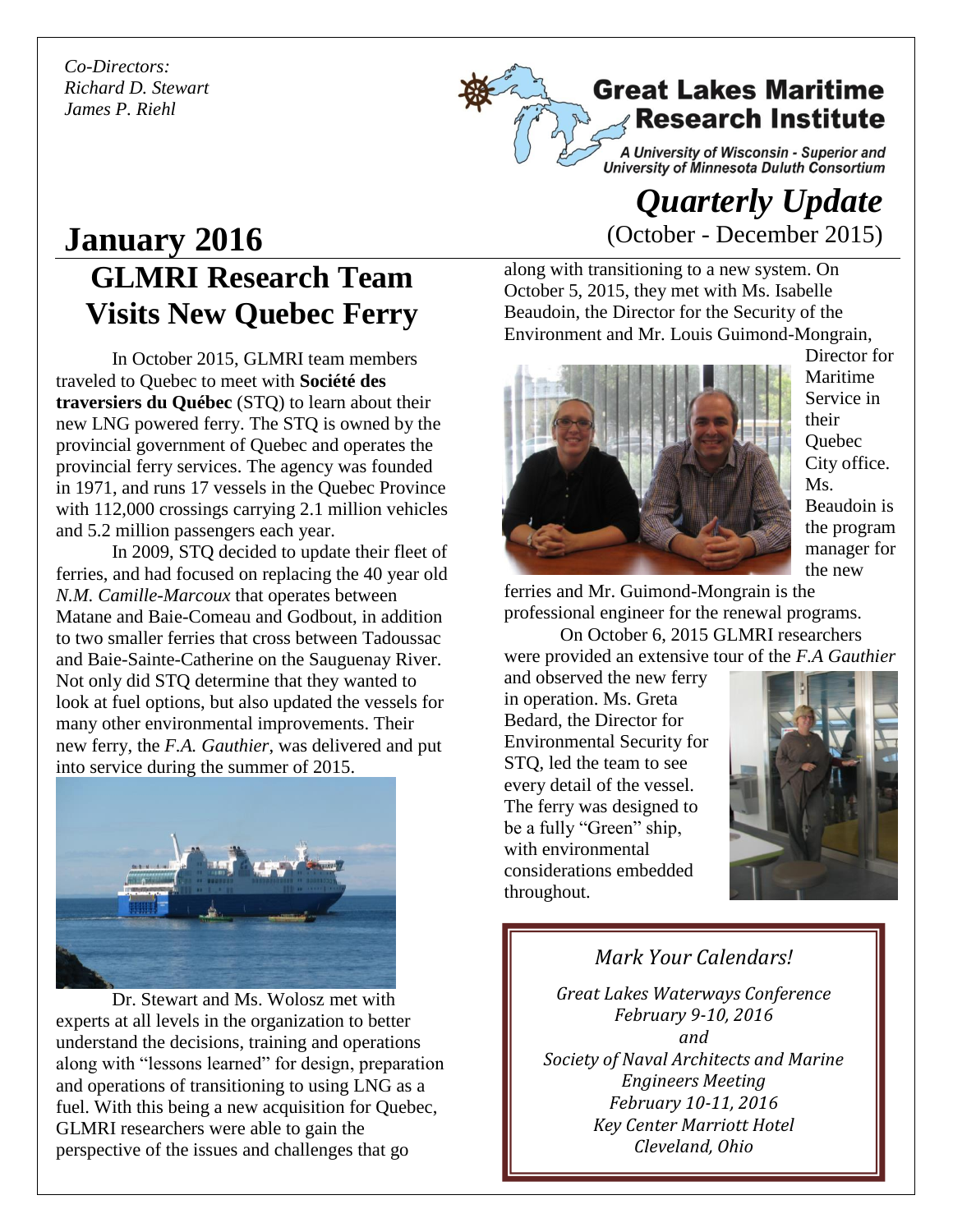*Co-Directors:*
*Richard D. Stewart*
*James P. Riehl*

**Great Lakes Maritime Research Institute**

*A University of Wisconsin - Superior and University of Minnesota Duluth Consortium*

*Quarterly Update*
(October - December 2015)

# January 2016

## GLMRI Research Team Visits New Quebec Ferry

In October 2015, GLMRI team members traveled to Quebec to meet with **Société des traversiers du Québec** (STQ) to learn about their new LNG powered ferry. The STQ is owned by the provincial government of Quebec and operates the provincial ferry services. The agency was founded in 1971, and runs 17 vessels in the Quebec Province with 112,000 crossings carrying 2.1 million vehicles and 5.2 million passengers each year.

In 2009, STQ decided to update their fleet of ferries, and had focused on replacing the 40 year old *N.M. Camille-Marcoux* that operates between Matane and Baie-Comeau and Godbout, in addition to two smaller ferries that cross between Tadoussac and Baie-Sainte-Catherine on the Sauguenay River. Not only did STQ determine that they wanted to look at fuel options, but also updated the vessels for many other environmental improvements. Their new ferry, the *F.A. Gauthier*, was delivered and put into service during the summer of 2015.

Dr. Stewart and Ms. Wolosz met with experts at all levels in the organization to better understand the decisions, training and operations along with "lessons learned" for design, preparation and operations of transitioning to using LNG as a fuel. With this being a new acquisition for Quebec, GLMRI researchers were able to gain the perspective of the issues and challenges that go along with transitioning to a new system. On October 5, 2015, they met with Ms. Isabelle Beaudoin, the Director for the Security of the Environment and Mr. Louis Guimond-Mongrain, Director for Maritime Service in their Quebec City office. Ms. Beaudoin is the program manager for the new ferries and Mr. Guimond-Mongrain is the professional engineer for the renewal programs.

On October 6, 2015 GLMRI researchers were provided an extensive tour of the *F.A Gauthier* and observed the new ferry in operation. Ms. Greta Bedard, the Director for Environmental Security for STQ, led the team to see every detail of the vessel. The ferry was designed to be a fully "Green" ship, with environmental considerations embedded throughout.

*Mark Your Calendars!*

*Great Lakes Waterways Conference*
*February 9-10, 2016*
*and*
*Society of Naval Architects and Marine Engineers Meeting*
*February 10-11, 2016*
*Key Center Marriott Hotel*
*Cleveland, Ohio*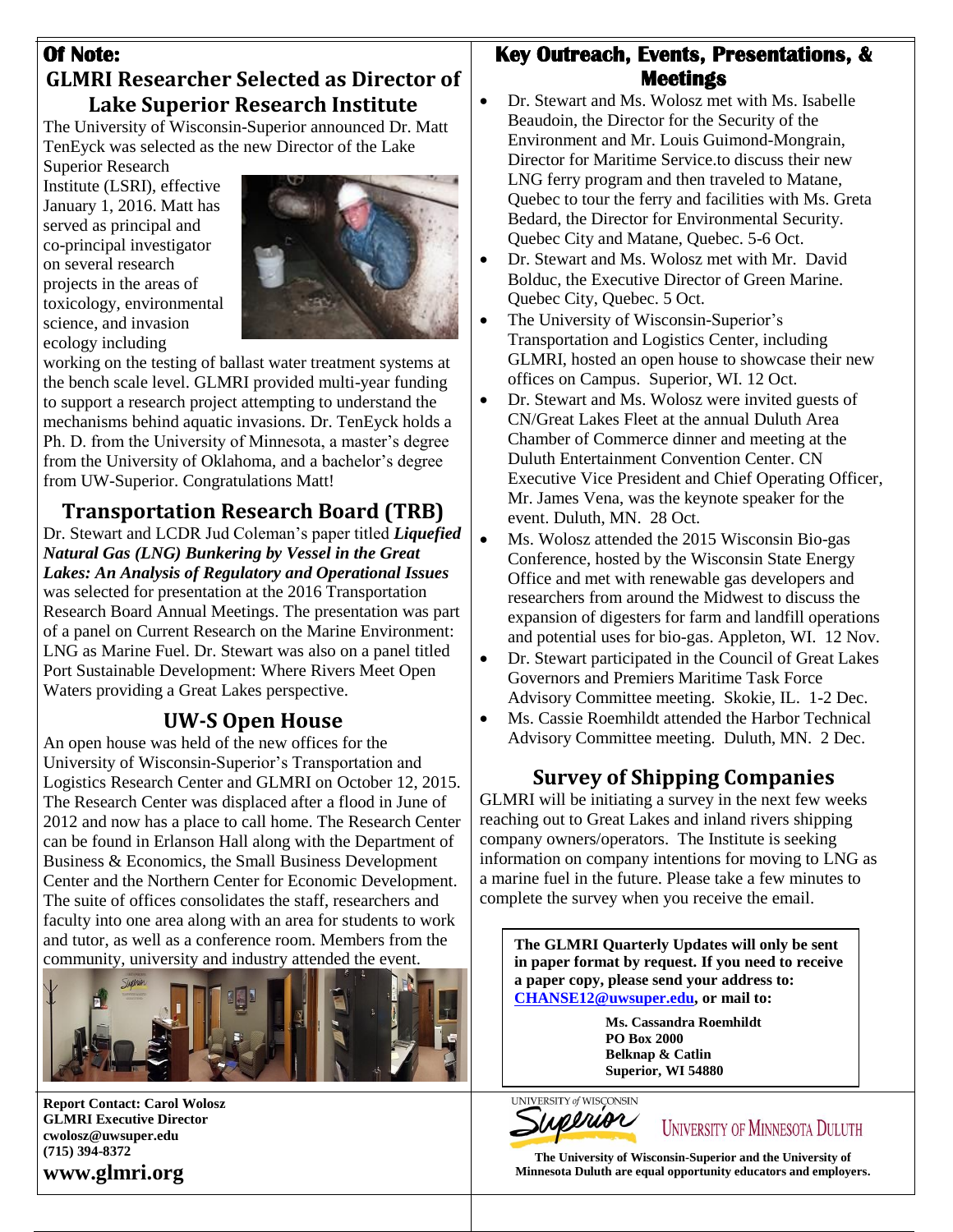**Of Note:**

## GLMRI Researcher Selected as Director of Lake Superior Research Institute

The University of Wisconsin-Superior announced Dr. Matt TenEyck was selected as the new Director of the Lake Superior Research Institute (LSRI), effective January 1, 2016. Matt has served as principal and co-principal investigator on several research projects in the areas of toxicology, environmental science, and invasion ecology including working on the testing of ballast water treatment systems at the bench scale level. GLMRI provided multi-year funding to support a research project attempting to understand the mechanisms behind aquatic invasions. Dr. TenEyck holds a Ph. D. from the University of Minnesota, a master's degree from the University of Oklahoma, and a bachelor's degree from UW-Superior. Congratulations Matt!

## Transportation Research Board (TRB)

Dr. Stewart and LCDR Jud Coleman's paper titled ***Liquefied Natural Gas (LNG) Bunkering by Vessel in the Great Lakes: An Analysis of Regulatory and Operational Issues*** was selected for presentation at the 2016 Transportation Research Board Annual Meetings. The presentation was part of a panel on Current Research on the Marine Environment: LNG as Marine Fuel. Dr. Stewart was also on a panel titled Port Sustainable Development: Where Rivers Meet Open Waters providing a Great Lakes perspective.

## UW-S Open House

An open house was held of the new offices for the University of Wisconsin-Superior's Transportation and Logistics Research Center and GLMRI on October 12, 2015. The Research Center was displaced after a flood in June of 2012 and now has a place to call home. The Research Center can be found in Erlanson Hall along with the Department of Business & Economics, the Small Business Development Center and the Northern Center for Economic Development. The suite of offices consolidates the staff, researchers and faculty into one area along with an area for students to work and tutor, as well as a conference room. Members from the community, university and industry attended the event.

**Report Contact: Carol Wolosz**
**GLMRI Executive Director**
**cwolosz@uwsuper.edu**
**(715) 394-8372**

**www.glmri.org**

## Key Outreach, Events, Presentations, & Meetings

- Dr. Stewart and Ms. Wolosz met with Ms. Isabelle Beaudoin, the Director for the Security of the Environment and Mr. Louis Guimond-Mongrain, Director for Maritime Service.to discuss their new LNG ferry program and then traveled to Matane, Quebec to tour the ferry and facilities with Ms. Greta Bedard, the Director for Environmental Security. Quebec City and Matane, Quebec. 5-6 Oct.
- Dr. Stewart and Ms. Wolosz met with Mr. David Bolduc, the Executive Director of Green Marine. Quebec City, Quebec. 5 Oct.
- The University of Wisconsin-Superior's Transportation and Logistics Center, including GLMRI, hosted an open house to showcase their new offices on Campus. Superior, WI. 12 Oct.
- Dr. Stewart and Ms. Wolosz were invited guests of CN/Great Lakes Fleet at the annual Duluth Area Chamber of Commerce dinner and meeting at the Duluth Entertainment Convention Center. CN Executive Vice President and Chief Operating Officer, Mr. James Vena, was the keynote speaker for the event. Duluth, MN. 28 Oct.
- Ms. Wolosz attended the 2015 Wisconsin Bio-gas Conference, hosted by the Wisconsin State Energy Office and met with renewable gas developers and researchers from around the Midwest to discuss the expansion of digesters for farm and landfill operations and potential uses for bio-gas. Appleton, WI. 12 Nov.
- Dr. Stewart participated in the Council of Great Lakes Governors and Premiers Maritime Task Force Advisory Committee meeting. Skokie, IL. 1-2 Dec.
- Ms. Cassie Roemhildt attended the Harbor Technical Advisory Committee meeting. Duluth, MN. 2 Dec.

## Survey of Shipping Companies

GLMRI will be initiating a survey in the next few weeks reaching out to Great Lakes and inland rivers shipping company owners/operators. The Institute is seeking information on company intentions for moving to LNG as a marine fuel in the future. Please take a few minutes to complete the survey when you receive the email.

**The GLMRI Quarterly Updates will only be sent in paper format by request. If you need to receive a paper copy, please send your address to: CHANSE12@uwsuper.edu, or mail to:**

**Ms. Cassandra Roemhildt**
**PO Box 2000**
**Belknap & Catlin**
**Superior, WI 54880**

University of Wisconsin Superior — University of Minnesota Duluth

**The University of Wisconsin-Superior and the University of Minnesota Duluth are equal opportunity educators and employers.**